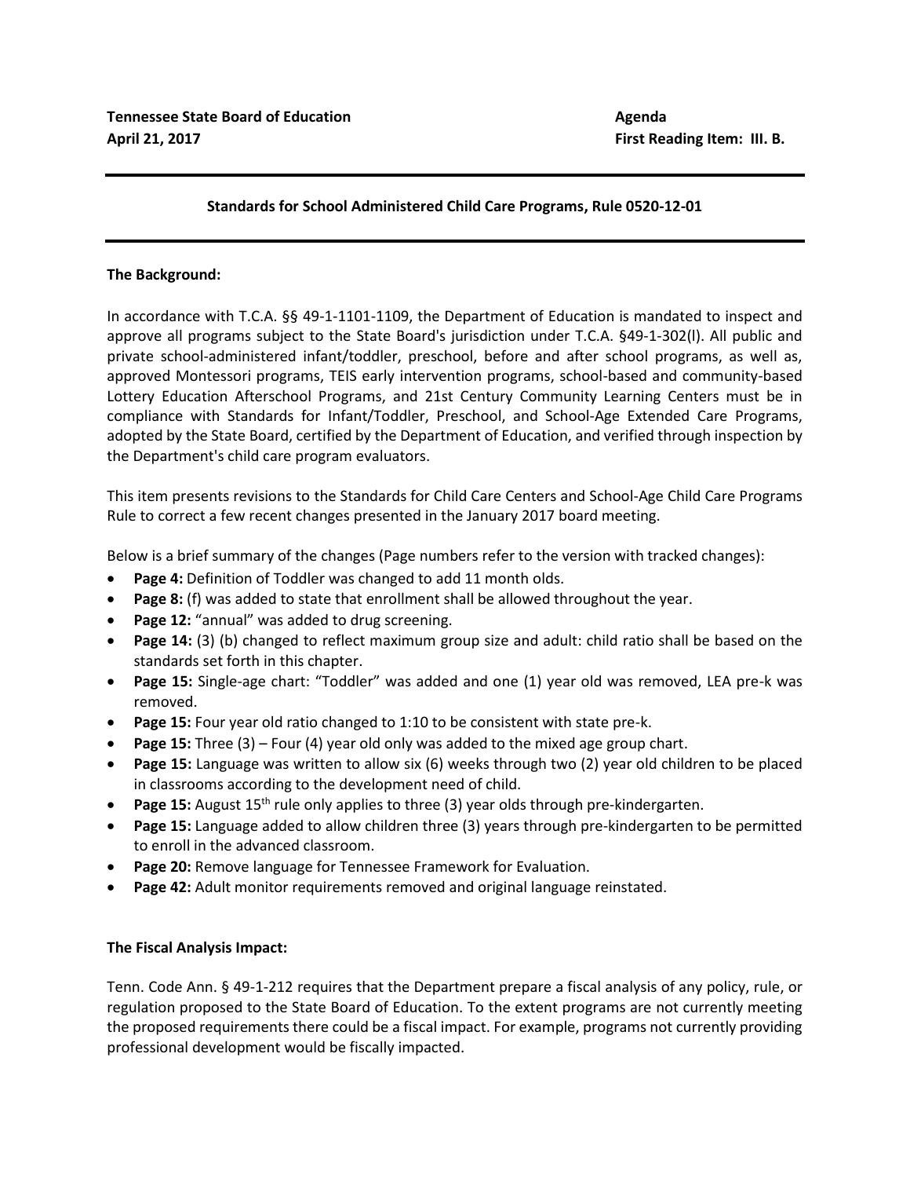**Tennessee State Board of Education**
**April 21, 2017**

**Agenda**
**First Reading Item: III. B.**

---

**Standards for School Administered Child Care Programs, Rule 0520-12-01**

---

**The Background:**

In accordance with T.C.A. §§ 49-1-1101-1109, the Department of Education is mandated to inspect and approve all programs subject to the State Board's jurisdiction under T.C.A. §49-1-302(l). All public and private school-administered infant/toddler, preschool, before and after school programs, as well as, approved Montessori programs, TEIS early intervention programs, school-based and community-based Lottery Education Afterschool Programs, and 21st Century Community Learning Centers must be in compliance with Standards for Infant/Toddler, Preschool, and School-Age Extended Care Programs, adopted by the State Board, certified by the Department of Education, and verified through inspection by the Department's child care program evaluators.

This item presents revisions to the Standards for Child Care Centers and School-Age Child Care Programs Rule to correct a few recent changes presented in the January 2017 board meeting.

Below is a brief summary of the changes (Page numbers refer to the version with tracked changes):

- **Page 4:** Definition of Toddler was changed to add 11 month olds.
- **Page 8:** (f) was added to state that enrollment shall be allowed throughout the year.
- **Page 12:** "annual" was added to drug screening.
- **Page 14:** (3) (b) changed to reflect maximum group size and adult: child ratio shall be based on the standards set forth in this chapter.
- **Page 15:** Single-age chart: "Toddler" was added and one (1) year old was removed, LEA pre-k was removed.
- **Page 15:** Four year old ratio changed to 1:10 to be consistent with state pre-k.
- **Page 15:** Three (3) – Four (4) year old only was added to the mixed age group chart.
- **Page 15:** Language was written to allow six (6) weeks through two (2) year old children to be placed in classrooms according to the development need of child.
- **Page 15:** August 15th rule only applies to three (3) year olds through pre-kindergarten.
- **Page 15:** Language added to allow children three (3) years through pre-kindergarten to be permitted to enroll in the advanced classroom.
- **Page 20:** Remove language for Tennessee Framework for Evaluation.
- **Page 42:** Adult monitor requirements removed and original language reinstated.

**The Fiscal Analysis Impact:**

Tenn. Code Ann. § 49-1-212 requires that the Department prepare a fiscal analysis of any policy, rule, or regulation proposed to the State Board of Education. To the extent programs are not currently meeting the proposed requirements there could be a fiscal impact. For example, programs not currently providing professional development would be fiscally impacted.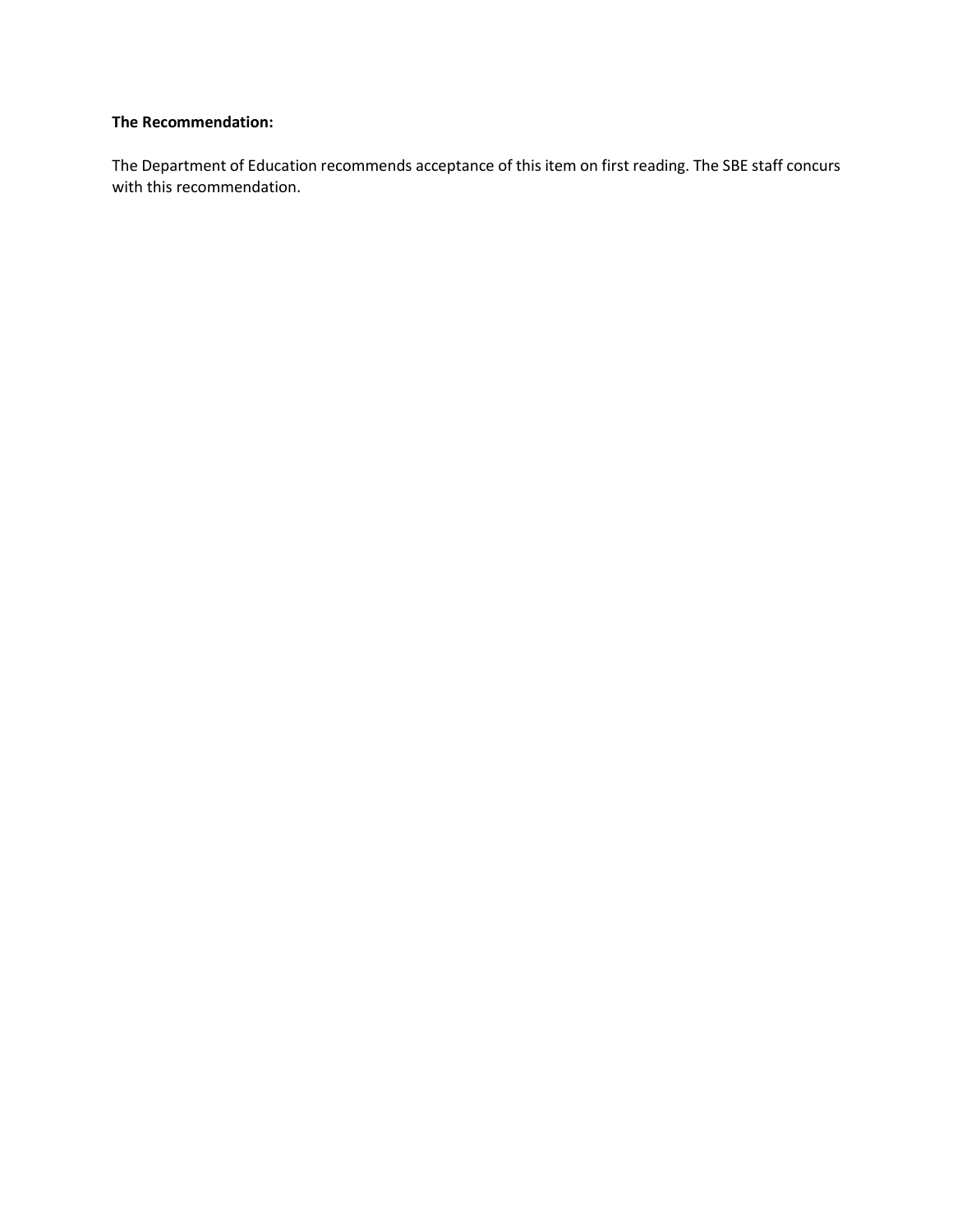**The Recommendation:**

The Department of Education recommends acceptance of this item on first reading. The SBE staff concurs with this recommendation.